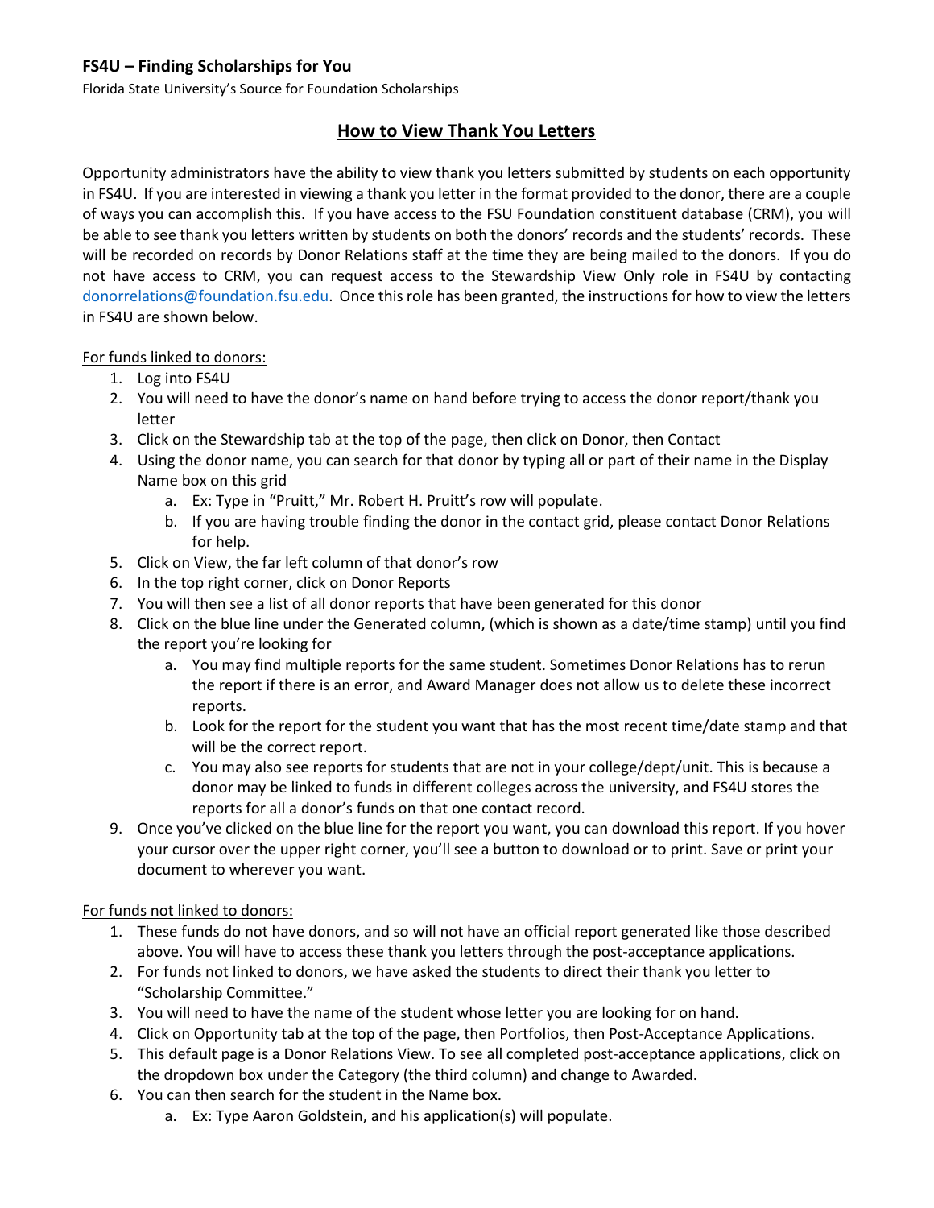**FS4U – Finding Scholarships for You**

Florida State University's Source for Foundation Scholarships

## How to View Thank You Letters

Opportunity administrators have the ability to view thank you letters submitted by students on each opportunity in FS4U. If you are interested in viewing a thank you letter in the format provided to the donor, there are a couple of ways you can accomplish this. If you have access to the FSU Foundation constituent database (CRM), you will be able to see thank you letters written by students on both the donors' records and the students' records. These will be recorded on records by Donor Relations staff at the time they are being mailed to the donors. If you do not have access to CRM, you can request access to the Stewardship View Only role in FS4U by contacting donorrelations@foundation.fsu.edu. Once this role has been granted, the instructions for how to view the letters in FS4U are shown below.

For funds linked to donors:

1. Log into FS4U
2. You will need to have the donor's name on hand before trying to access the donor report/thank you letter
3. Click on the Stewardship tab at the top of the page, then click on Donor, then Contact
4. Using the donor name, you can search for that donor by typing all or part of their name in the Display Name box on this grid
   a. Ex: Type in "Pruitt," Mr. Robert H. Pruitt's row will populate.
   b. If you are having trouble finding the donor in the contact grid, please contact Donor Relations for help.
5. Click on View, the far left column of that donor's row
6. In the top right corner, click on Donor Reports
7. You will then see a list of all donor reports that have been generated for this donor
8. Click on the blue line under the Generated column, (which is shown as a date/time stamp) until you find the report you're looking for
   a. You may find multiple reports for the same student. Sometimes Donor Relations has to rerun the report if there is an error, and Award Manager does not allow us to delete these incorrect reports.
   b. Look for the report for the student you want that has the most recent time/date stamp and that will be the correct report.
   c. You may also see reports for students that are not in your college/dept/unit. This is because a donor may be linked to funds in different colleges across the university, and FS4U stores the reports for all a donor's funds on that one contact record.
9. Once you've clicked on the blue line for the report you want, you can download this report. If you hover your cursor over the upper right corner, you'll see a button to download or to print. Save or print your document to wherever you want.

For funds not linked to donors:

1. These funds do not have donors, and so will not have an official report generated like those described above. You will have to access these thank you letters through the post-acceptance applications.
2. For funds not linked to donors, we have asked the students to direct their thank you letter to "Scholarship Committee."
3. You will need to have the name of the student whose letter you are looking for on hand.
4. Click on Opportunity tab at the top of the page, then Portfolios, then Post-Acceptance Applications.
5. This default page is a Donor Relations View. To see all completed post-acceptance applications, click on the dropdown box under the Category (the third column) and change to Awarded.
6. You can then search for the student in the Name box.
   a. Ex: Type Aaron Goldstein, and his application(s) will populate.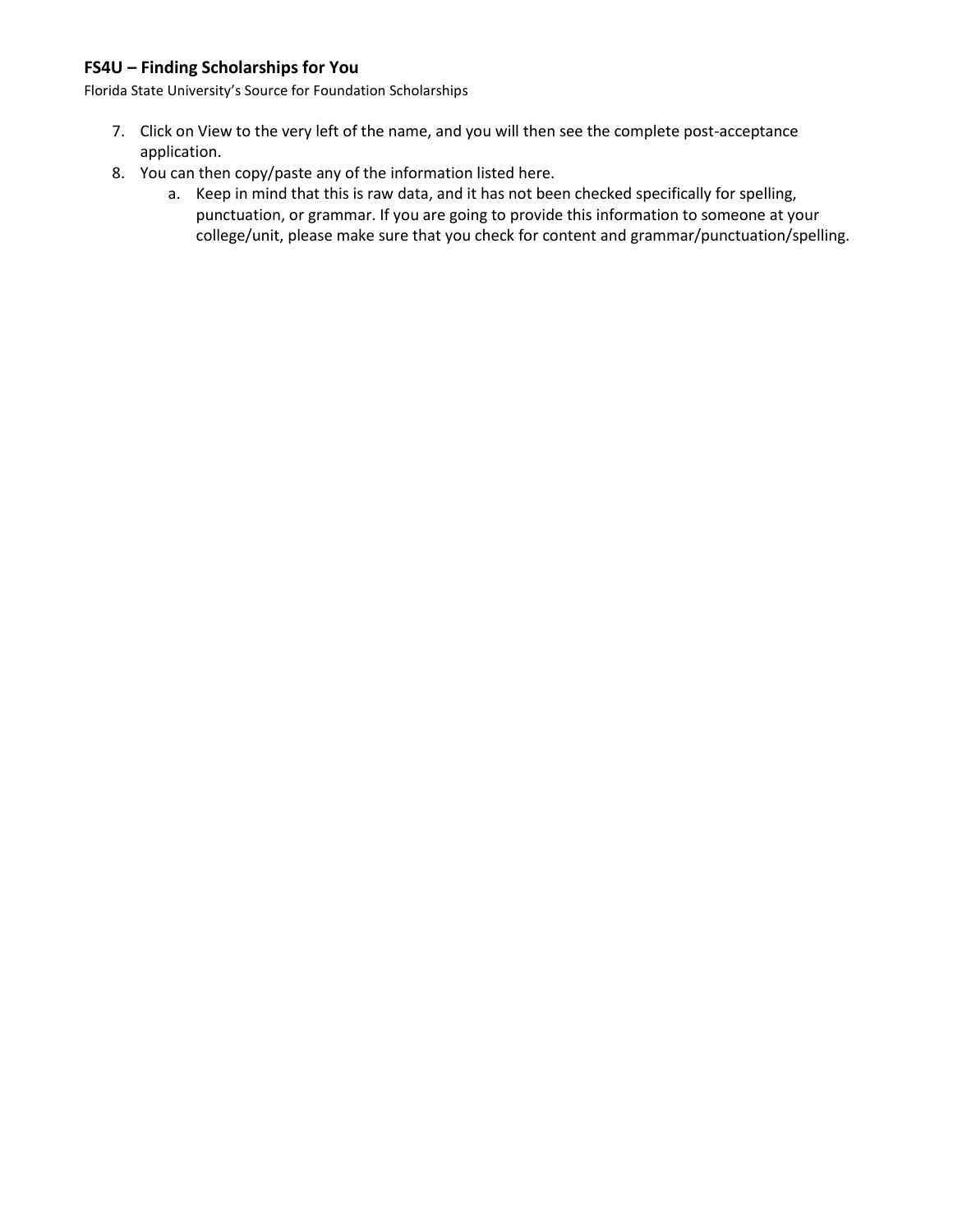7. Click on View to the very left of the name, and you will then see the complete post-acceptance application.
8. You can then copy/paste any of the information listed here.
   a. Keep in mind that this is raw data, and it has not been checked specifically for spelling, punctuation, or grammar. If you are going to provide this information to someone at your college/unit, please make sure that you check for content and grammar/punctuation/spelling.